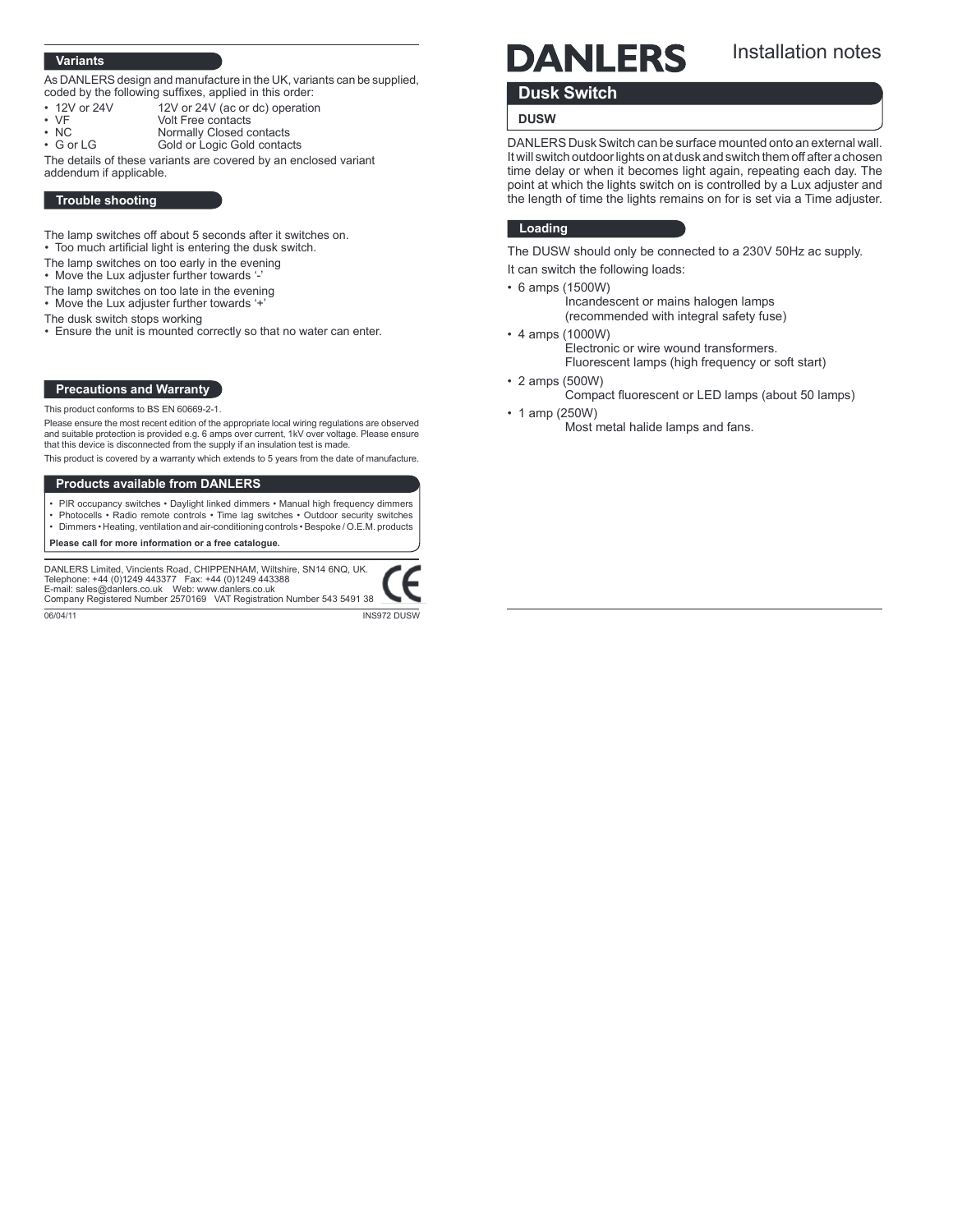# DANLERS

Installation notes

## Dusk Switch

**DUSW**

DANLERS Dusk Switch can be surface mounted onto an external wall. It will switch outdoor lights on at dusk and switch them off after a chosen time delay or when it becomes light again, repeating each day. The point at which the lights switch on is controlled by a Lux adjuster and the length of time the lights remains on for is set via a Time adjuster.

### Loading

The DUSW should only be connected to a 230V 50Hz ac supply.

It can switch the following loads:

- 6 amps (1500W)
  Incandescent or mains halogen lamps
  (recommended with integral safety fuse)
- 4 amps (1000W)
  Electronic or wire wound transformers.
  Fluorescent lamps (high frequency or soft start)
- 2 amps (500W)
  Compact fluorescent or LED lamps (about 50 lamps)
- 1 amp (250W)
  Most metal halide lamps and fans.

### Variants

As DANLERS design and manufacture in the UK, variants can be supplied, coded by the following suffixes, applied in this order:

- 12V or 24V — 12V or 24V (ac or dc) operation
- VF — Volt Free contacts
- NC — Normally Closed contacts
- G or LG — Gold or Logic Gold contacts

The details of these variants are covered by an enclosed variant addendum if applicable.

### Trouble shooting

The lamp switches off about 5 seconds after it switches on.
- Too much artificial light is entering the dusk switch.

The lamp switches on too early in the evening
- Move the Lux adjuster further towards '-'

The lamp switches on too late in the evening
- Move the Lux adjuster further towards '+'

The dusk switch stops working
- Ensure the unit is mounted correctly so that no water can enter.

### Precautions and Warranty

This product conforms to BS EN 60669-2-1.

Please ensure the most recent edition of the appropriate local wiring regulations are observed and suitable protection is provided e.g. 6 amps over current, 1kV over voltage. Please ensure that this device is disconnected from the supply if an insulation test is made.

This product is covered by a warranty which extends to 5 years from the date of manufacture.

### Products available from DANLERS

- PIR occupancy switches • Daylight linked dimmers • Manual high frequency dimmers
- Photocells • Radio remote controls • Time lag switches • Outdoor security switches
- Dimmers • Heating, ventilation and air-conditioning controls • Bespoke / O.E.M. products

**Please call for more information or a free catalogue.**

DANLERS Limited, Vincients Road, CHIPPENHAM, Wiltshire, SN14 6NQ, UK.
Telephone: +44 (0)1249 443377 Fax: +44 (0)1249 443388
E-mail: sales@danlers.co.uk Web: www.danlers.co.uk
Company Registered Number 2570169 VAT Registration Number 543 5491 38

06/04/11 INS972 DUSW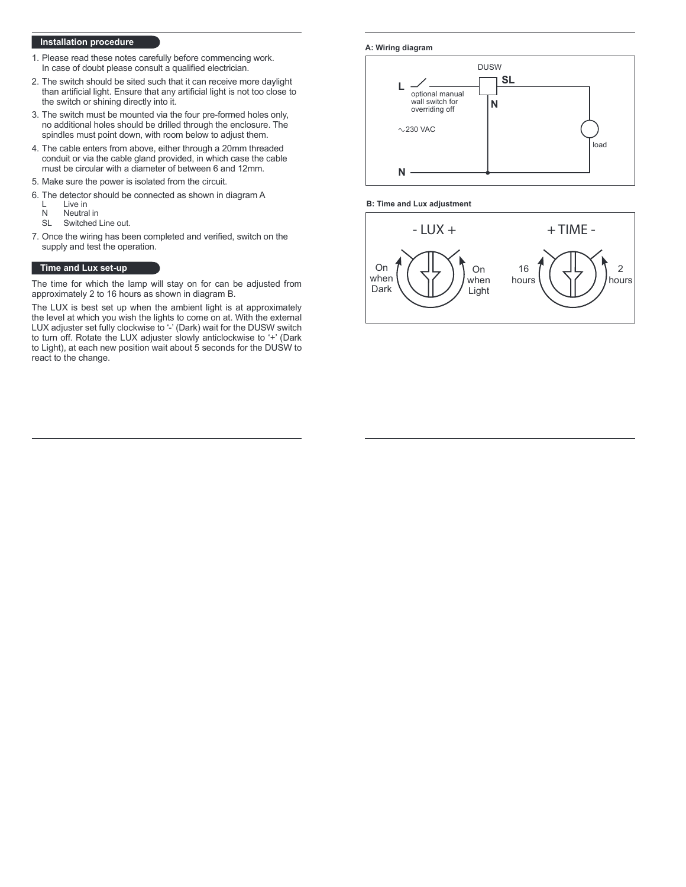## Installation procedure

1. Please read these notes carefully before commencing work. In case of doubt please consult a qualified electrician.
2. The switch should be sited such that it can receive more daylight than artificial light. Ensure that any artificial light is not too close to the switch or shining directly into it.
3. The switch must be mounted via the four pre-formed holes only, no additional holes should be drilled through the enclosure. The spindles must point down, with room below to adjust them.
4. The cable enters from above, either through a 20mm threaded conduit or via the cable gland provided, in which case the cable must be circular with a diameter of between 6 and 12mm.
5. Make sure the power is isolated from the circuit.
6. The detector should be connected as shown in diagram A
   - L Live in
   - N Neutral in
   - SL Switched Line out.
7. Once the wiring has been completed and verified, switch on the supply and test the operation.

## Time and Lux set-up

The time for which the lamp will stay on for can be adjusted from approximately 2 to 16 hours as shown in diagram B.

The LUX is best set up when the ambient light is at approximately the level at which you wish the lights to come on at. With the external LUX adjuster set fully clockwise to '-' (Dark) wait for the DUSW switch to turn off. Rotate the LUX adjuster slowly anticlockwise to '+' (Dark to Light), at each new position wait about 5 seconds for the DUSW to react to the change.

**A: Wiring diagram**

DUSW

L

SL

N

optional manual wall switch for overriding off

~230 VAC

load

N

**B: Time and Lux adjustment**

- LUX +

On when Dark

On when Light

+ TIME -

16 hours

2 hours